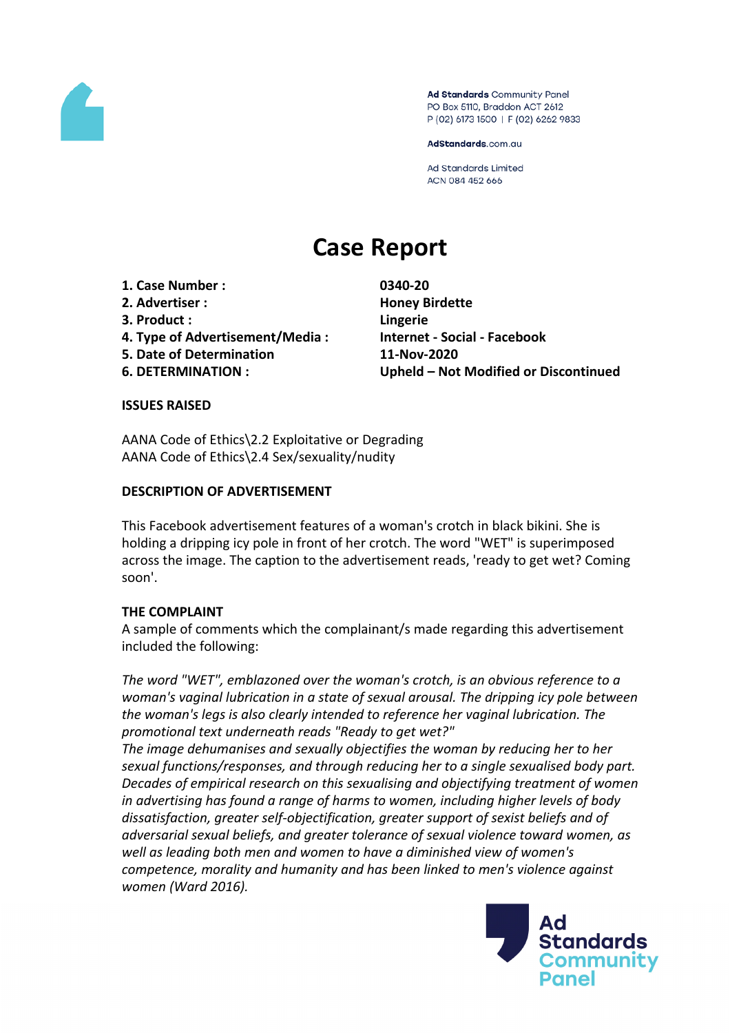Ad Standards Community Panel
PO Box 5110, Braddon ACT 2612
P (02) 6173 1500 | F (02) 6262 9833

AdStandards.com.au

Ad Standards Limited
ACN 084 452 666

# Case Report

| | |
|---|---|
| **1. Case Number :** | **0340-20** |
| **2. Advertiser :** | **Honey Birdette** |
| **3. Product :** | **Lingerie** |
| **4. Type of Advertisement/Media :** | **Internet - Social - Facebook** |
| **5. Date of Determination** | **11-Nov-2020** |
| **6. DETERMINATION :** | **Upheld – Not Modified or Discontinued** |

**ISSUES RAISED**

AANA Code of Ethics\2.2 Exploitative or Degrading
AANA Code of Ethics\2.4 Sex/sexuality/nudity

**DESCRIPTION OF ADVERTISEMENT**

This Facebook advertisement features of a woman's crotch in black bikini. She is holding a dripping icy pole in front of her crotch. The word "WET" is superimposed across the image. The caption to the advertisement reads, 'ready to get wet? Coming soon'.

**THE COMPLAINT**

A sample of comments which the complainant/s made regarding this advertisement included the following:

*The word "WET", emblazoned over the woman's crotch, is an obvious reference to a woman's vaginal lubrication in a state of sexual arousal. The dripping icy pole between the woman's legs is also clearly intended to reference her vaginal lubrication. The promotional text underneath reads "Ready to get wet?"*
*The image dehumanises and sexually objectifies the woman by reducing her to her sexual functions/responses, and through reducing her to a single sexualised body part. Decades of empirical research on this sexualising and objectifying treatment of women in advertising has found a range of harms to women, including higher levels of body dissatisfaction, greater self-objectification, greater support of sexist beliefs and of adversarial sexual beliefs, and greater tolerance of sexual violence toward women, as well as leading both men and women to have a diminished view of women's competence, morality and humanity and has been linked to men's violence against women (Ward 2016).*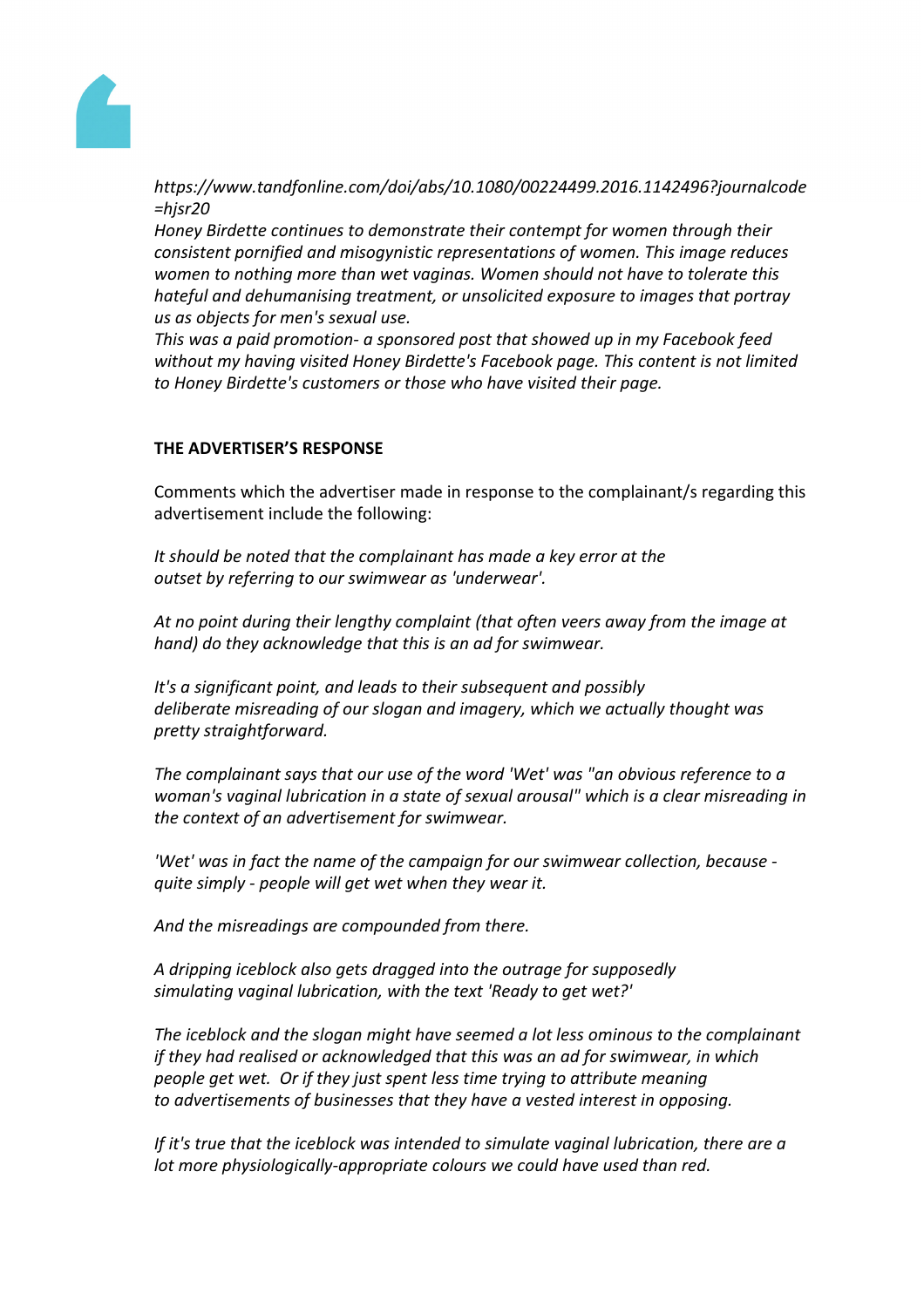*https://www.tandfonline.com/doi/abs/10.1080/00224499.2016.1142496?journalcode=hjsr20*
*Honey Birdette continues to demonstrate their contempt for women through their consistent pornified and misogynistic representations of women. This image reduces women to nothing more than wet vaginas. Women should not have to tolerate this hateful and dehumanising treatment, or unsolicited exposure to images that portray us as objects for men's sexual use.*
*This was a paid promotion- a sponsored post that showed up in my Facebook feed without my having visited Honey Birdette's Facebook page. This content is not limited to Honey Birdette's customers or those who have visited their page.*

**THE ADVERTISER'S RESPONSE**

Comments which the advertiser made in response to the complainant/s regarding this advertisement include the following:

*It should be noted that the complainant has made a key error at the outset by referring to our swimwear as 'underwear'.*

*At no point during their lengthy complaint (that often veers away from the image at hand) do they acknowledge that this is an ad for swimwear.*

*It's a significant point, and leads to their subsequent and possibly deliberate misreading of our slogan and imagery, which we actually thought was pretty straightforward.*

*The complainant says that our use of the word 'Wet' was "an obvious reference to a woman's vaginal lubrication in a state of sexual arousal" which is a clear misreading in the context of an advertisement for swimwear.*

*'Wet' was in fact the name of the campaign for our swimwear collection, because - quite simply - people will get wet when they wear it.*

*And the misreadings are compounded from there.*

*A dripping iceblock also gets dragged into the outrage for supposedly simulating vaginal lubrication, with the text 'Ready to get wet?'*

*The iceblock and the slogan might have seemed a lot less ominous to the complainant if they had realised or acknowledged that this was an ad for swimwear, in which people get wet. Or if they just spent less time trying to attribute meaning to advertisements of businesses that they have a vested interest in opposing.*

*If it's true that the iceblock was intended to simulate vaginal lubrication, there are a lot more physiologically-appropriate colours we could have used than red.*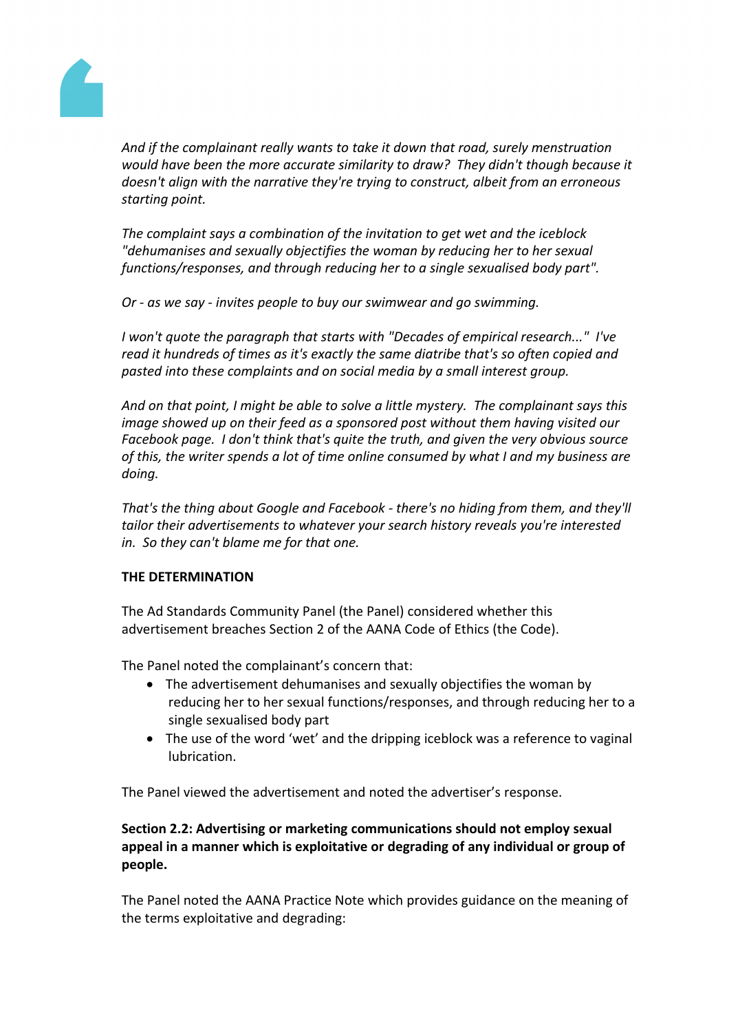*And if the complainant really wants to take it down that road, surely menstruation would have been the more accurate similarity to draw? They didn't though because it doesn't align with the narrative they're trying to construct, albeit from an erroneous starting point.*

*The complaint says a combination of the invitation to get wet and the iceblock "dehumanises and sexually objectifies the woman by reducing her to her sexual functions/responses, and through reducing her to a single sexualised body part".*

*Or - as we say - invites people to buy our swimwear and go swimming.*

*I won't quote the paragraph that starts with "Decades of empirical research..." I've read it hundreds of times as it's exactly the same diatribe that's so often copied and pasted into these complaints and on social media by a small interest group.*

*And on that point, I might be able to solve a little mystery. The complainant says this image showed up on their feed as a sponsored post without them having visited our Facebook page. I don't think that's quite the truth, and given the very obvious source of this, the writer spends a lot of time online consumed by what I and my business are doing.*

*That's the thing about Google and Facebook - there's no hiding from them, and they'll tailor their advertisements to whatever your search history reveals you're interested in. So they can't blame me for that one.*

**THE DETERMINATION**

The Ad Standards Community Panel (the Panel) considered whether this advertisement breaches Section 2 of the AANA Code of Ethics (the Code).

The Panel noted the complainant's concern that:

- The advertisement dehumanises and sexually objectifies the woman by reducing her to her sexual functions/responses, and through reducing her to a single sexualised body part
- The use of the word 'wet' and the dripping iceblock was a reference to vaginal lubrication.

The Panel viewed the advertisement and noted the advertiser's response.

**Section 2.2: Advertising or marketing communications should not employ sexual appeal in a manner which is exploitative or degrading of any individual or group of people.**

The Panel noted the AANA Practice Note which provides guidance on the meaning of the terms exploitative and degrading: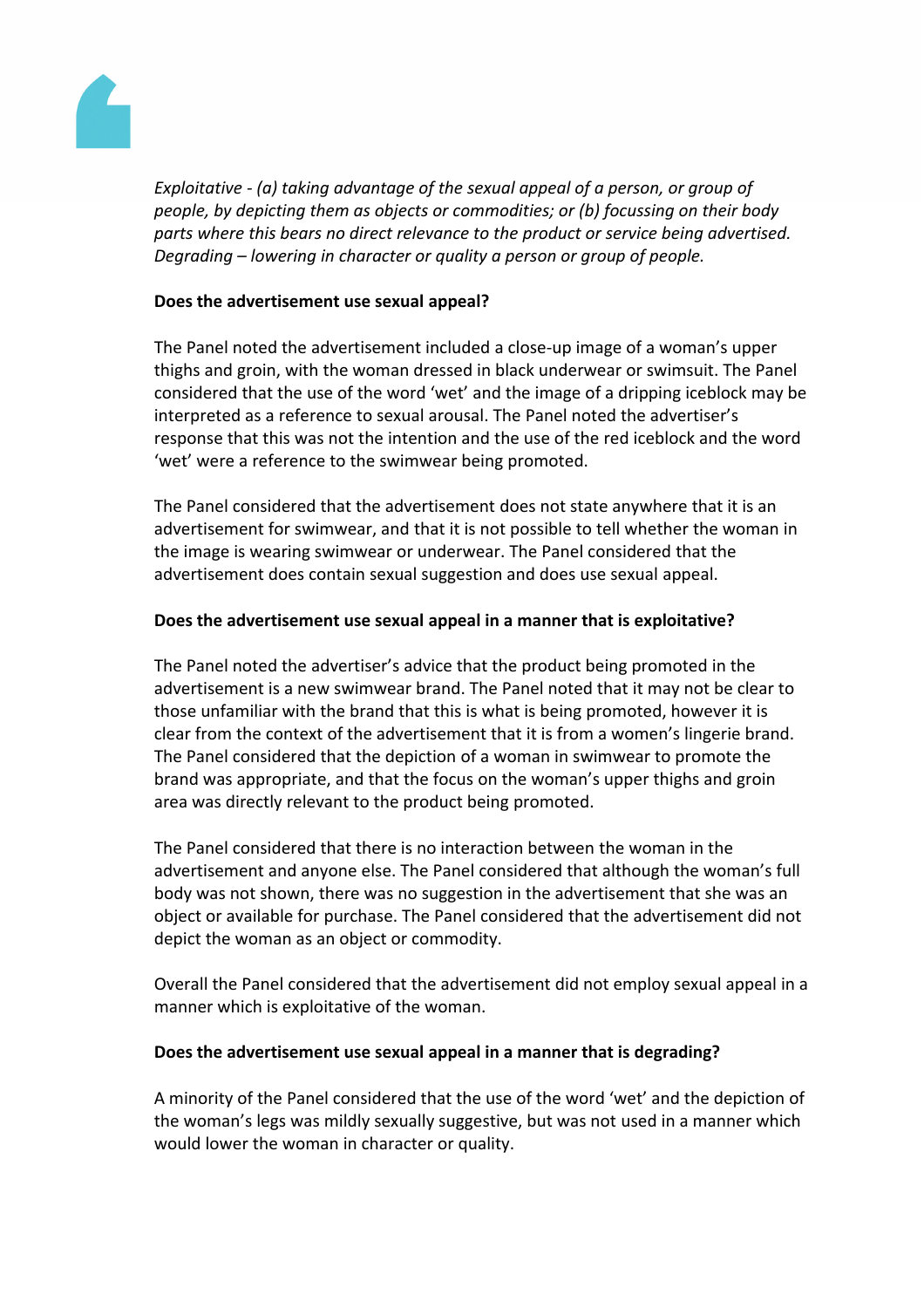*Exploitative - (a) taking advantage of the sexual appeal of a person, or group of people, by depicting them as objects or commodities; or (b) focussing on their body parts where this bears no direct relevance to the product or service being advertised. Degrading – lowering in character or quality a person or group of people.*

**Does the advertisement use sexual appeal?**

The Panel noted the advertisement included a close-up image of a woman's upper thighs and groin, with the woman dressed in black underwear or swimsuit. The Panel considered that the use of the word 'wet' and the image of a dripping iceblock may be interpreted as a reference to sexual arousal. The Panel noted the advertiser's response that this was not the intention and the use of the red iceblock and the word 'wet' were a reference to the swimwear being promoted.

The Panel considered that the advertisement does not state anywhere that it is an advertisement for swimwear, and that it is not possible to tell whether the woman in the image is wearing swimwear or underwear. The Panel considered that the advertisement does contain sexual suggestion and does use sexual appeal.

**Does the advertisement use sexual appeal in a manner that is exploitative?**

The Panel noted the advertiser's advice that the product being promoted in the advertisement is a new swimwear brand. The Panel noted that it may not be clear to those unfamiliar with the brand that this is what is being promoted, however it is clear from the context of the advertisement that it is from a women's lingerie brand. The Panel considered that the depiction of a woman in swimwear to promote the brand was appropriate, and that the focus on the woman's upper thighs and groin area was directly relevant to the product being promoted.

The Panel considered that there is no interaction between the woman in the advertisement and anyone else. The Panel considered that although the woman's full body was not shown, there was no suggestion in the advertisement that she was an object or available for purchase. The Panel considered that the advertisement did not depict the woman as an object or commodity.

Overall the Panel considered that the advertisement did not employ sexual appeal in a manner which is exploitative of the woman.

**Does the advertisement use sexual appeal in a manner that is degrading?**

A minority of the Panel considered that the use of the word 'wet' and the depiction of the woman's legs was mildly sexually suggestive, but was not used in a manner which would lower the woman in character or quality.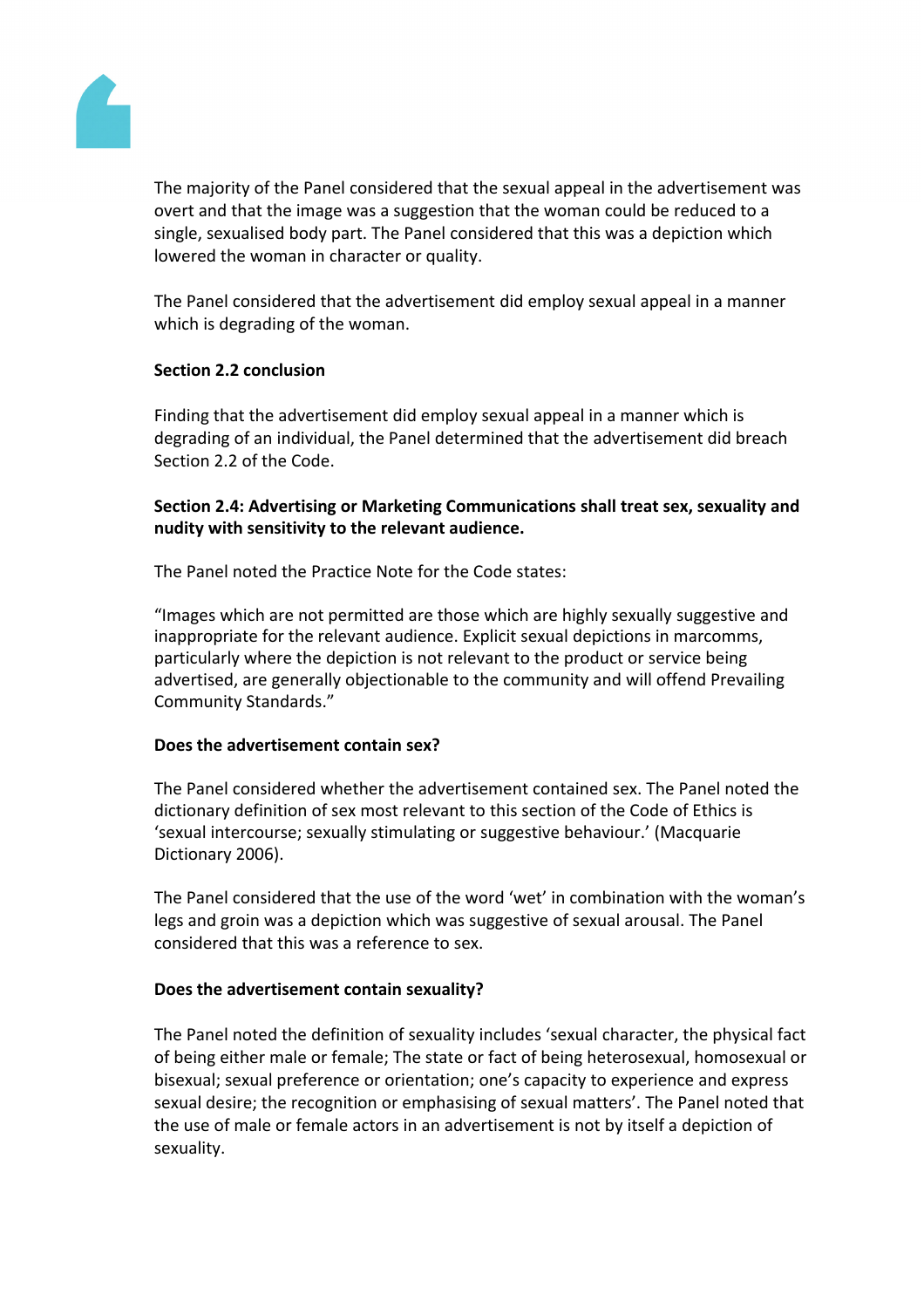The majority of the Panel considered that the sexual appeal in the advertisement was overt and that the image was a suggestion that the woman could be reduced to a single, sexualised body part. The Panel considered that this was a depiction which lowered the woman in character or quality.

The Panel considered that the advertisement did employ sexual appeal in a manner which is degrading of the woman.

**Section 2.2 conclusion**

Finding that the advertisement did employ sexual appeal in a manner which is degrading of an individual, the Panel determined that the advertisement did breach Section 2.2 of the Code.

**Section 2.4: Advertising or Marketing Communications shall treat sex, sexuality and nudity with sensitivity to the relevant audience.**

The Panel noted the Practice Note for the Code states:

"Images which are not permitted are those which are highly sexually suggestive and inappropriate for the relevant audience. Explicit sexual depictions in marcomms, particularly where the depiction is not relevant to the product or service being advertised, are generally objectionable to the community and will offend Prevailing Community Standards."

**Does the advertisement contain sex?**

The Panel considered whether the advertisement contained sex. The Panel noted the dictionary definition of sex most relevant to this section of the Code of Ethics is 'sexual intercourse; sexually stimulating or suggestive behaviour.' (Macquarie Dictionary 2006).

The Panel considered that the use of the word 'wet' in combination with the woman's legs and groin was a depiction which was suggestive of sexual arousal. The Panel considered that this was a reference to sex.

**Does the advertisement contain sexuality?**

The Panel noted the definition of sexuality includes 'sexual character, the physical fact of being either male or female; The state or fact of being heterosexual, homosexual or bisexual; sexual preference or orientation; one's capacity to experience and express sexual desire; the recognition or emphasising of sexual matters'. The Panel noted that the use of male or female actors in an advertisement is not by itself a depiction of sexuality.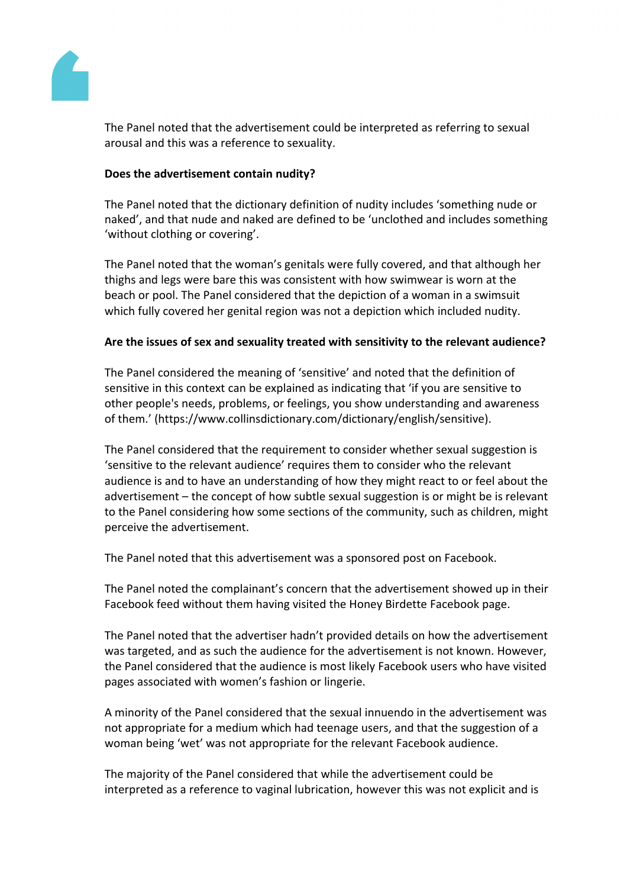The Panel noted that the advertisement could be interpreted as referring to sexual arousal and this was a reference to sexuality.

**Does the advertisement contain nudity?**

The Panel noted that the dictionary definition of nudity includes 'something nude or naked', and that nude and naked are defined to be 'unclothed and includes something 'without clothing or covering'.

The Panel noted that the woman's genitals were fully covered, and that although her thighs and legs were bare this was consistent with how swimwear is worn at the beach or pool. The Panel considered that the depiction of a woman in a swimsuit which fully covered her genital region was not a depiction which included nudity.

**Are the issues of sex and sexuality treated with sensitivity to the relevant audience?**

The Panel considered the meaning of 'sensitive' and noted that the definition of sensitive in this context can be explained as indicating that 'if you are sensitive to other people's needs, problems, or feelings, you show understanding and awareness of them.' (https://www.collinsdictionary.com/dictionary/english/sensitive).

The Panel considered that the requirement to consider whether sexual suggestion is 'sensitive to the relevant audience' requires them to consider who the relevant audience is and to have an understanding of how they might react to or feel about the advertisement – the concept of how subtle sexual suggestion is or might be is relevant to the Panel considering how some sections of the community, such as children, might perceive the advertisement.

The Panel noted that this advertisement was a sponsored post on Facebook.

The Panel noted the complainant's concern that the advertisement showed up in their Facebook feed without them having visited the Honey Birdette Facebook page.

The Panel noted that the advertiser hadn't provided details on how the advertisement was targeted, and as such the audience for the advertisement is not known. However, the Panel considered that the audience is most likely Facebook users who have visited pages associated with women's fashion or lingerie.

A minority of the Panel considered that the sexual innuendo in the advertisement was not appropriate for a medium which had teenage users, and that the suggestion of a woman being 'wet' was not appropriate for the relevant Facebook audience.

The majority of the Panel considered that while the advertisement could be interpreted as a reference to vaginal lubrication, however this was not explicit and is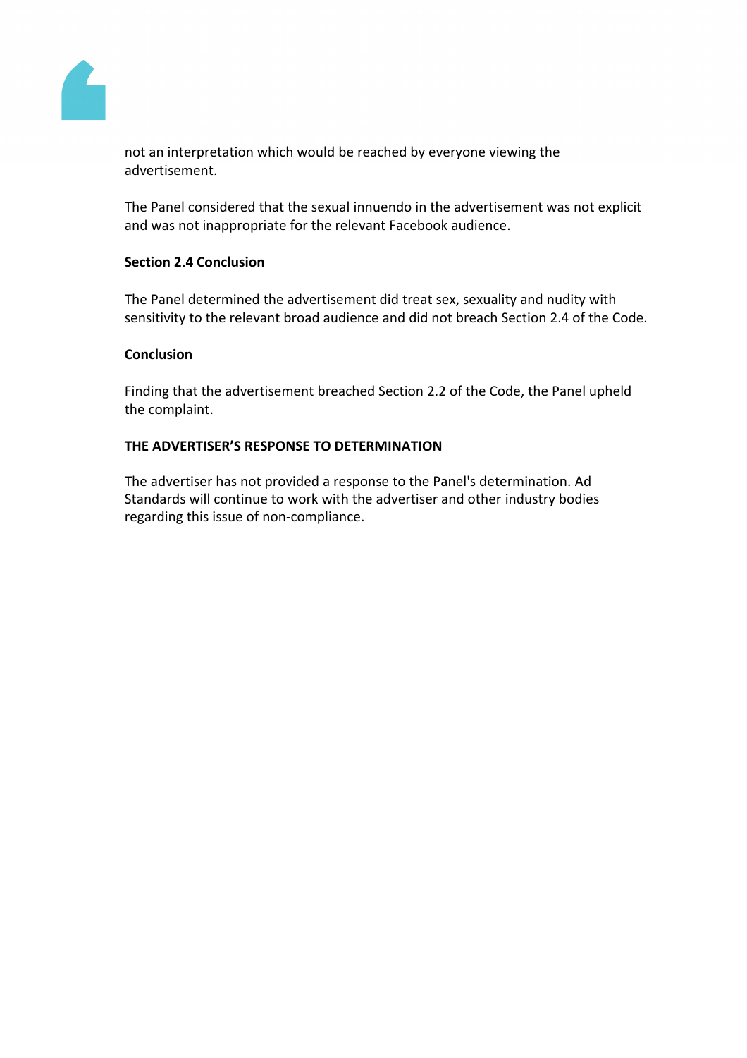not an interpretation which would be reached by everyone viewing the advertisement.

The Panel considered that the sexual innuendo in the advertisement was not explicit and was not inappropriate for the relevant Facebook audience.

**Section 2.4 Conclusion**

The Panel determined the advertisement did treat sex, sexuality and nudity with sensitivity to the relevant broad audience and did not breach Section 2.4 of the Code.

**Conclusion**

Finding that the advertisement breached Section 2.2 of the Code, the Panel upheld the complaint.

**THE ADVERTISER'S RESPONSE TO DETERMINATION**

The advertiser has not provided a response to the Panel's determination. Ad Standards will continue to work with the advertiser and other industry bodies regarding this issue of non-compliance.